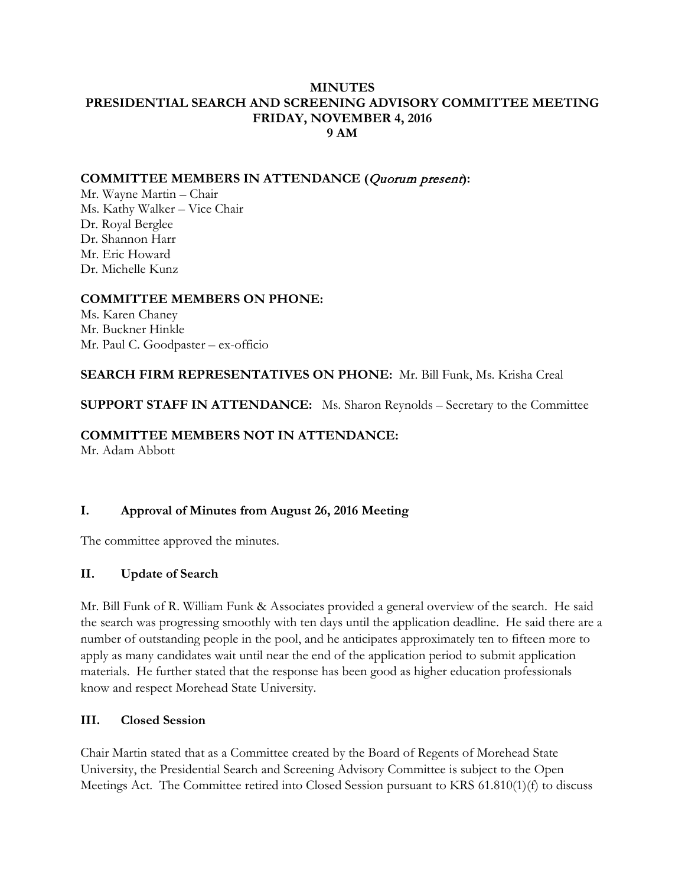**MINUTES**
**PRESIDENTIAL SEARCH AND SCREENING ADVISORY COMMITTEE MEETING**
**FRIDAY, NOVEMBER 4, 2016**
**9 AM**

**COMMITTEE MEMBERS IN ATTENDANCE (*Quorum present*):**
Mr. Wayne Martin – Chair
Ms. Kathy Walker – Vice Chair
Dr. Royal Berglee
Dr. Shannon Harr
Mr. Eric Howard
Dr. Michelle Kunz

**COMMITTEE MEMBERS ON PHONE:**
Ms. Karen Chaney
Mr. Buckner Hinkle
Mr. Paul C. Goodpaster – ex-officio

**SEARCH FIRM REPRESENTATIVES ON PHONE:** Mr. Bill Funk, Ms. Krisha Creal

**SUPPORT STAFF IN ATTENDANCE:** Ms. Sharon Reynolds – Secretary to the Committee

**COMMITTEE MEMBERS NOT IN ATTENDANCE:**
Mr. Adam Abbott

## I. Approval of Minutes from August 26, 2016 Meeting

The committee approved the minutes.

## II. Update of Search

Mr. Bill Funk of R. William Funk & Associates provided a general overview of the search. He said the search was progressing smoothly with ten days until the application deadline. He said there are a number of outstanding people in the pool, and he anticipates approximately ten to fifteen more to apply as many candidates wait until near the end of the application period to submit application materials. He further stated that the response has been good as higher education professionals know and respect Morehead State University.

## III. Closed Session

Chair Martin stated that as a Committee created by the Board of Regents of Morehead State University, the Presidential Search and Screening Advisory Committee is subject to the Open Meetings Act. The Committee retired into Closed Session pursuant to KRS 61.810(1)(f) to discuss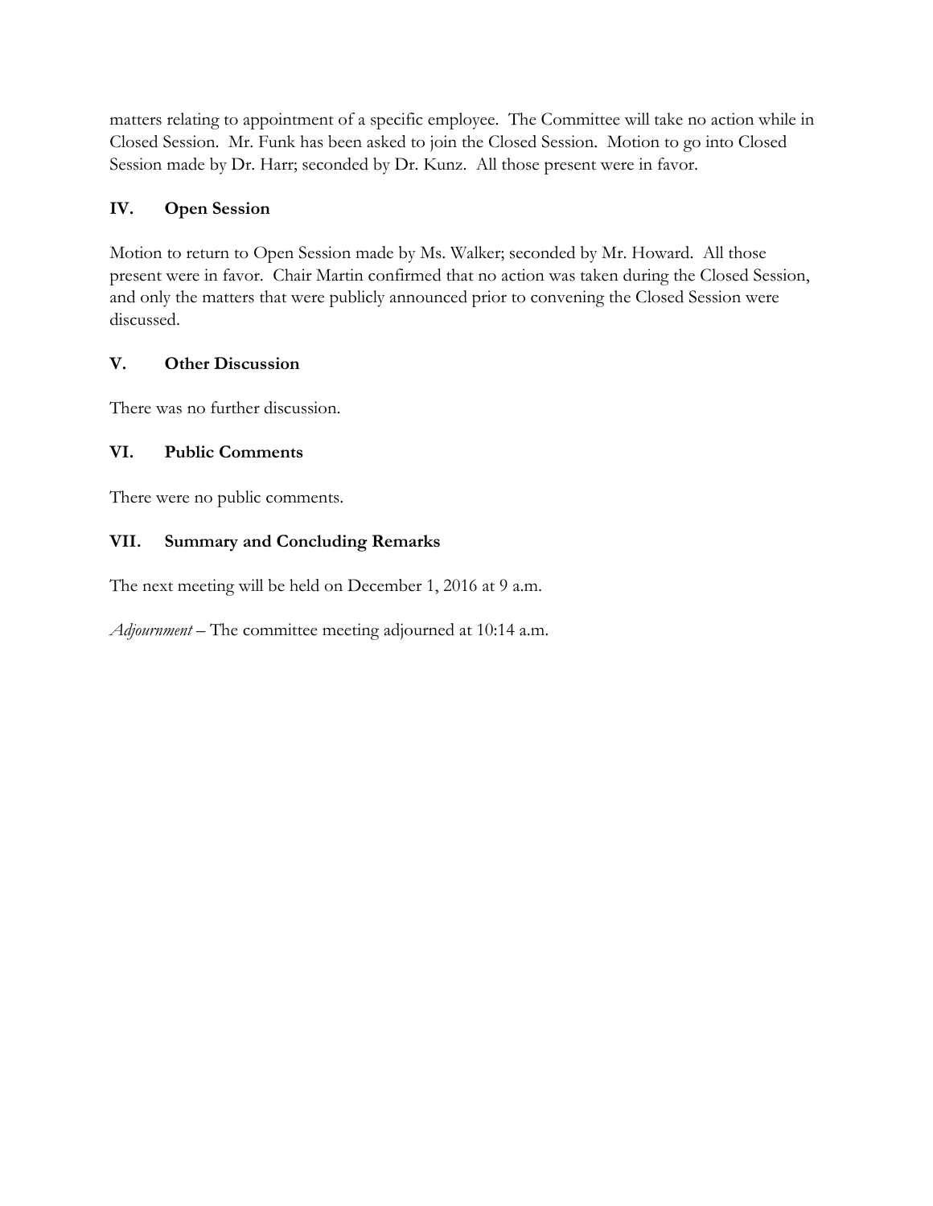matters relating to appointment of a specific employee. The Committee will take no action while in Closed Session. Mr. Funk has been asked to join the Closed Session. Motion to go into Closed Session made by Dr. Harr; seconded by Dr. Kunz. All those present were in favor.

## IV. Open Session

Motion to return to Open Session made by Ms. Walker; seconded by Mr. Howard. All those present were in favor. Chair Martin confirmed that no action was taken during the Closed Session, and only the matters that were publicly announced prior to convening the Closed Session were discussed.

## V. Other Discussion

There was no further discussion.

## VI. Public Comments

There were no public comments.

## VII. Summary and Concluding Remarks

The next meeting will be held on December 1, 2016 at 9 a.m.

*Adjournment* – The committee meeting adjourned at 10:14 a.m.